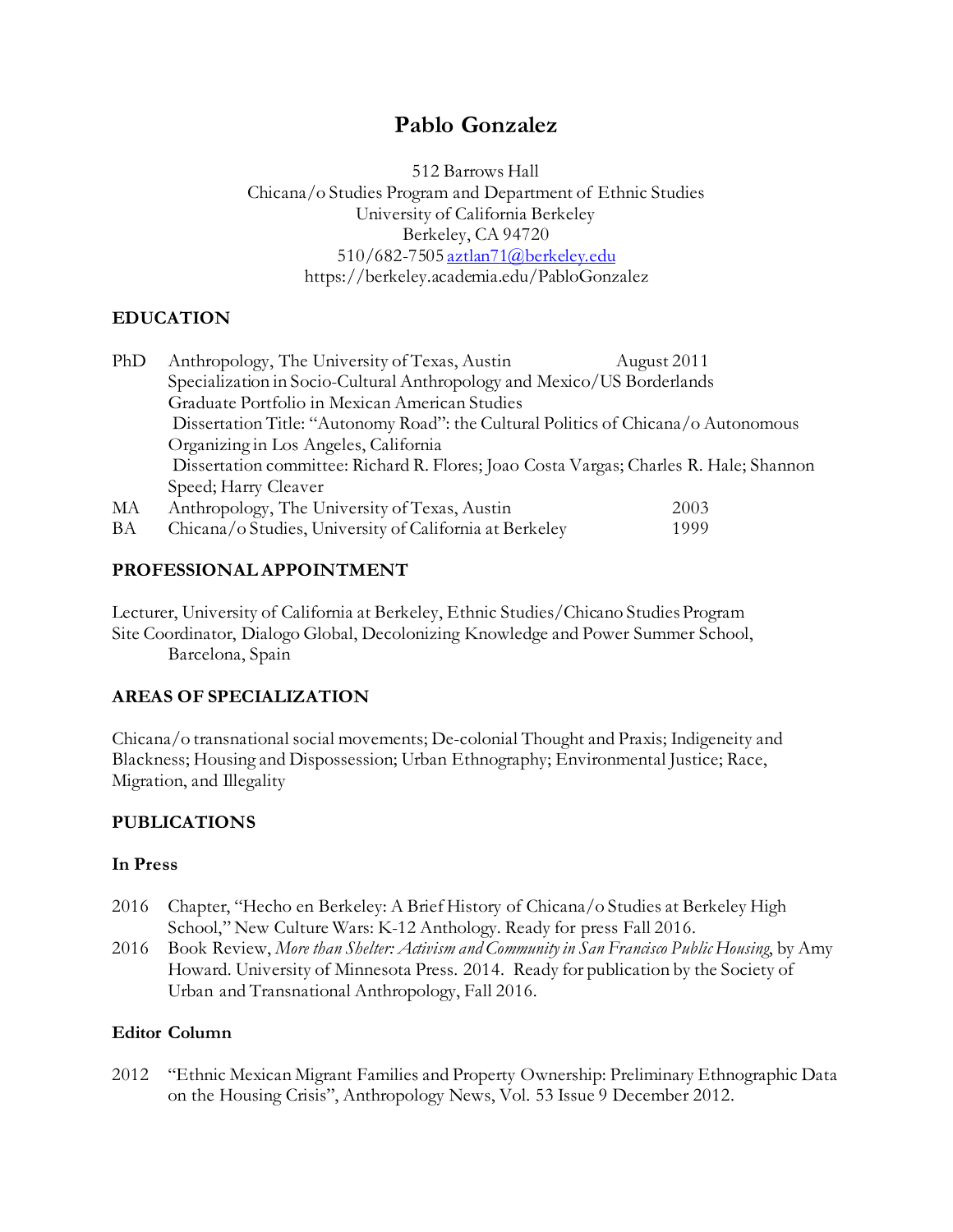# Pablo Gonzalez

512 Barrows Hall
Chicana/o Studies Program and Department of Ethnic Studies
University of California Berkeley
Berkeley, CA 94720
510/682-7505 aztlan71@berkeley.edu
https://berkeley.academia.edu/PabloGonzalez

## EDUCATION

PhD Anthropology, The University of Texas, Austin — August 2011
Specialization in Socio-Cultural Anthropology and Mexico/US Borderlands
Graduate Portfolio in Mexican American Studies
Dissertation Title: "Autonomy Road": the Cultural Politics of Chicana/o Autonomous Organizing in Los Angeles, California
Dissertation committee: Richard R. Flores; Joao Costa Vargas; Charles R. Hale; Shannon Speed; Harry Cleaver

MA Anthropology, The University of Texas, Austin — 2003

BA Chicana/o Studies, University of California at Berkeley — 1999

## PROFESSIONAL APPOINTMENT

Lecturer, University of California at Berkeley, Ethnic Studies/Chicano Studies Program

Site Coordinator, Dialogo Global, Decolonizing Knowledge and Power Summer School, Barcelona, Spain

## AREAS OF SPECIALIZATION

Chicana/o transnational social movements; De-colonial Thought and Praxis; Indigeneity and Blackness; Housing and Dispossession; Urban Ethnography; Environmental Justice; Race, Migration, and Illegality

## PUBLICATIONS

### In Press

2016 Chapter, "Hecho en Berkeley: A Brief History of Chicana/o Studies at Berkeley High School," New Culture Wars: K-12 Anthology. Ready for press Fall 2016.

2016 Book Review, *More than Shelter: Activism and Community in San Francisco Public Housing*, by Amy Howard. University of Minnesota Press. 2014. Ready for publication by the Society of Urban and Transnational Anthropology, Fall 2016.

### Editor Column

2012 "Ethnic Mexican Migrant Families and Property Ownership: Preliminary Ethnographic Data on the Housing Crisis", Anthropology News, Vol. 53 Issue 9 December 2012.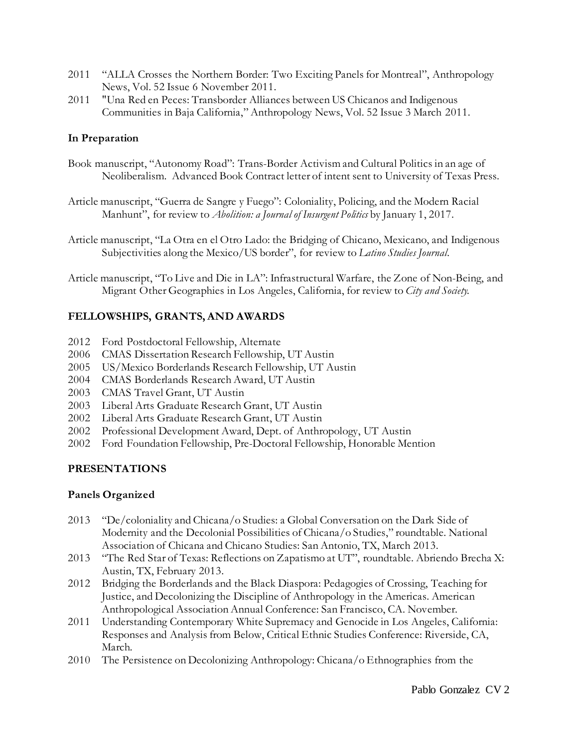- 2011 "ALLA Crosses the Northern Border: Two Exciting Panels for Montreal", Anthropology News, Vol. 52 Issue 6 November 2011.
- 2011 "Una Red en Peces: Transborder Alliances between US Chicanos and Indigenous Communities in Baja California," Anthropology News, Vol. 52 Issue 3 March 2011.

### In Preparation

Book manuscript, "Autonomy Road": Trans-Border Activism and Cultural Politics in an age of Neoliberalism. Advanced Book Contract letter of intent sent to University of Texas Press.

Article manuscript, "Guerra de Sangre y Fuego": Coloniality, Policing, and the Modern Racial Manhunt", for review to *Abolition: a Journal of Insurgent Politics* by January 1, 2017.

Article manuscript, "La Otra en el Otro Lado: the Bridging of Chicano, Mexicano, and Indigenous Subjectivities along the Mexico/US border", for review to *Latino Studies Journal*.

Article manuscript, "To Live and Die in LA": Infrastructural Warfare, the Zone of Non-Being, and Migrant Other Geographies in Los Angeles, California, for review to *City and Society*.

## FELLOWSHIPS, GRANTS, AND AWARDS

- 2012 Ford Postdoctoral Fellowship, Alternate
- 2006 CMAS Dissertation Research Fellowship, UT Austin
- 2005 US/Mexico Borderlands Research Fellowship, UT Austin
- 2004 CMAS Borderlands Research Award, UT Austin
- 2003 CMAS Travel Grant, UT Austin
- 2003 Liberal Arts Graduate Research Grant, UT Austin
- 2002 Liberal Arts Graduate Research Grant, UT Austin
- 2002 Professional Development Award, Dept. of Anthropology, UT Austin
- 2002 Ford Foundation Fellowship, Pre-Doctoral Fellowship, Honorable Mention

## PRESENTATIONS

### Panels Organized

- 2013 "De/coloniality and Chicana/o Studies: a Global Conversation on the Dark Side of Modernity and the Decolonial Possibilities of Chicana/o Studies," roundtable. National Association of Chicana and Chicano Studies: San Antonio, TX, March 2013.
- 2013 "The Red Star of Texas: Reflections on Zapatismo at UT", roundtable. Abriendo Brecha X: Austin, TX, February 2013.
- 2012 Bridging the Borderlands and the Black Diaspora: Pedagogies of Crossing, Teaching for Justice, and Decolonizing the Discipline of Anthropology in the Americas. American Anthropological Association Annual Conference: San Francisco, CA. November.
- 2011 Understanding Contemporary White Supremacy and Genocide in Los Angeles, California: Responses and Analysis from Below, Critical Ethnic Studies Conference: Riverside, CA, March.
- 2010 The Persistence on Decolonizing Anthropology: Chicana/o Ethnographies from the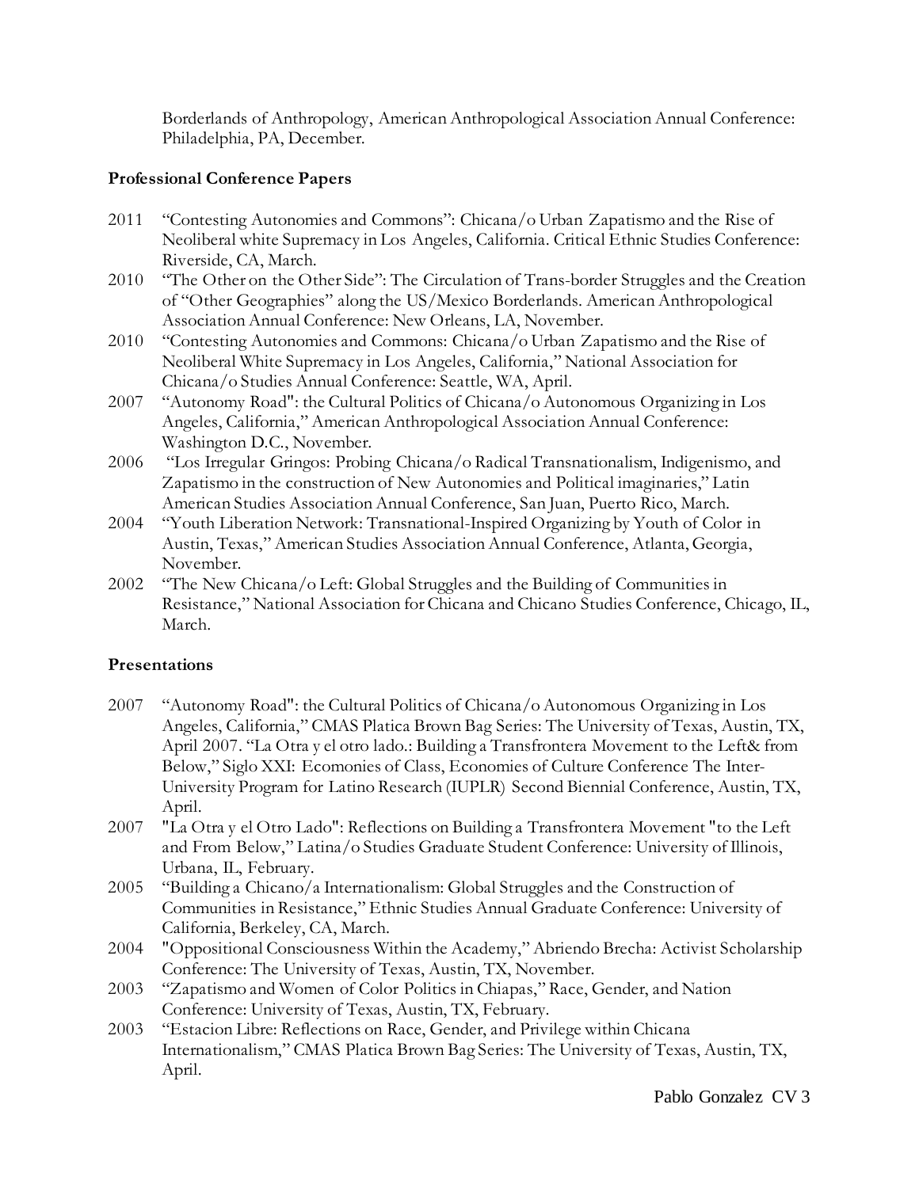Borderlands of Anthropology, American Anthropological Association Annual Conference: Philadelphia, PA, December.

### Professional Conference Papers

2011 "Contesting Autonomies and Commons": Chicana/o Urban Zapatismo and the Rise of Neoliberal white Supremacy in Los Angeles, California. Critical Ethnic Studies Conference: Riverside, CA, March.

2010 "The Other on the Other Side": The Circulation of Trans-border Struggles and the Creation of "Other Geographies" along the US/Mexico Borderlands. American Anthropological Association Annual Conference: New Orleans, LA, November.

2010 "Contesting Autonomies and Commons: Chicana/o Urban Zapatismo and the Rise of Neoliberal White Supremacy in Los Angeles, California," National Association for Chicana/o Studies Annual Conference: Seattle, WA, April.

2007 "Autonomy Road": the Cultural Politics of Chicana/o Autonomous Organizing in Los Angeles, California," American Anthropological Association Annual Conference: Washington D.C., November.

2006 "Los Irregular Gringos: Probing Chicana/o Radical Transnationalism, Indigenismo, and Zapatismo in the construction of New Autonomies and Political imaginaries," Latin American Studies Association Annual Conference, San Juan, Puerto Rico, March.

2004 "Youth Liberation Network: Transnational-Inspired Organizing by Youth of Color in Austin, Texas," American Studies Association Annual Conference, Atlanta, Georgia, November.

2002 "The New Chicana/o Left: Global Struggles and the Building of Communities in Resistance," National Association for Chicana and Chicano Studies Conference, Chicago, IL, March.

### Presentations

2007 "Autonomy Road": the Cultural Politics of Chicana/o Autonomous Organizing in Los Angeles, California," CMAS Platica Brown Bag Series: The University of Texas, Austin, TX, April 2007. "La Otra y el otro lado.: Building a Transfrontera Movement to the Left& from Below," Siglo XXI: Ecomonies of Class, Economies of Culture Conference The Inter-University Program for Latino Research (IUPLR) Second Biennial Conference, Austin, TX, April.

2007 "La Otra y el Otro Lado": Reflections on Building a Transfrontera Movement "to the Left and From Below," Latina/o Studies Graduate Student Conference: University of Illinois, Urbana, IL, February.

2005 "Building a Chicano/a Internationalism: Global Struggles and the Construction of Communities in Resistance," Ethnic Studies Annual Graduate Conference: University of California, Berkeley, CA, March.

2004 "Oppositional Consciousness Within the Academy," Abriendo Brecha: Activist Scholarship Conference: The University of Texas, Austin, TX, November.

2003 "Zapatismo and Women of Color Politics in Chiapas," Race, Gender, and Nation Conference: University of Texas, Austin, TX, February.

2003 "Estacion Libre: Reflections on Race, Gender, and Privilege within Chicana Internationalism," CMAS Platica Brown Bag Series: The University of Texas, Austin, TX, April.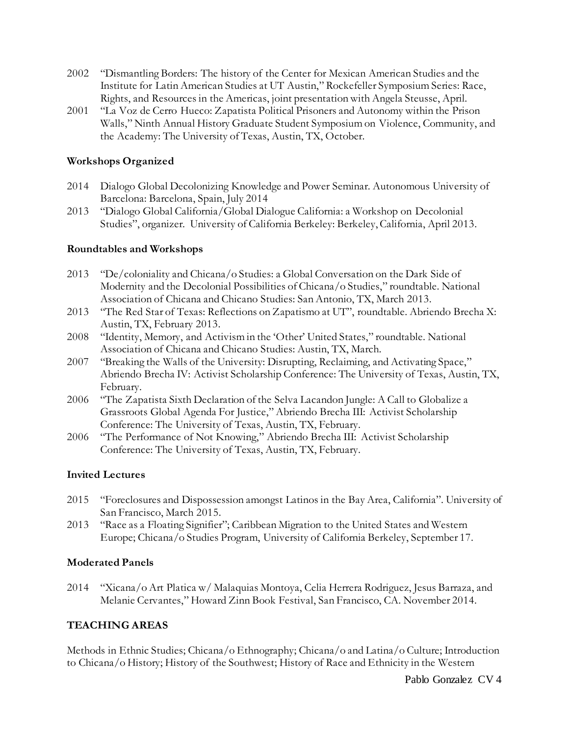2002 "Dismantling Borders: The history of the Center for Mexican American Studies and the Institute for Latin American Studies at UT Austin," Rockefeller Symposium Series: Race, Rights, and Resources in the Americas, joint presentation with Angela Steusse, April.

2001 "La Voz de Cerro Hueco: Zapatista Political Prisoners and Autonomy within the Prison Walls," Ninth Annual History Graduate Student Symposium on Violence, Community, and the Academy: The University of Texas, Austin, TX, October.

**Workshops Organized**

2014 Dialogo Global Decolonizing Knowledge and Power Seminar. Autonomous University of Barcelona: Barcelona, Spain, July 2014

2013 "Dialogo Global California/Global Dialogue California: a Workshop on Decolonial Studies", organizer. University of California Berkeley: Berkeley, California, April 2013.

**Roundtables and Workshops**

2013 "De/coloniality and Chicana/o Studies: a Global Conversation on the Dark Side of Modernity and the Decolonial Possibilities of Chicana/o Studies," roundtable. National Association of Chicana and Chicano Studies: San Antonio, TX, March 2013.

2013 "The Red Star of Texas: Reflections on Zapatismo at UT", roundtable. Abriendo Brecha X: Austin, TX, February 2013.

2008 "Identity, Memory, and Activism in the 'Other' United States," roundtable. National Association of Chicana and Chicano Studies: Austin, TX, March.

2007 "Breaking the Walls of the University: Disrupting, Reclaiming, and Activating Space," Abriendo Brecha IV: Activist Scholarship Conference: The University of Texas, Austin, TX, February.

2006 "The Zapatista Sixth Declaration of the Selva Lacandon Jungle: A Call to Globalize a Grassroots Global Agenda For Justice," Abriendo Brecha III: Activist Scholarship Conference: The University of Texas, Austin, TX, February.

2006 "The Performance of Not Knowing," Abriendo Brecha III: Activist Scholarship Conference: The University of Texas, Austin, TX, February.

**Invited Lectures**

2015 "Foreclosures and Dispossession amongst Latinos in the Bay Area, California". University of San Francisco, March 2015.

2013 "Race as a Floating Signifier"; Caribbean Migration to the United States and Western Europe; Chicana/o Studies Program, University of California Berkeley, September 17.

**Moderated Panels**

2014 "Xicana/o Art Platica w/ Malaquias Montoya, Celia Herrera Rodriguez, Jesus Barraza, and Melanie Cervantes," Howard Zinn Book Festival, San Francisco, CA. November 2014.

## TEACHING AREAS

Methods in Ethnic Studies; Chicana/o Ethnography; Chicana/o and Latina/o Culture; Introduction to Chicana/o History; History of the Southwest; History of Race and Ethnicity in the Western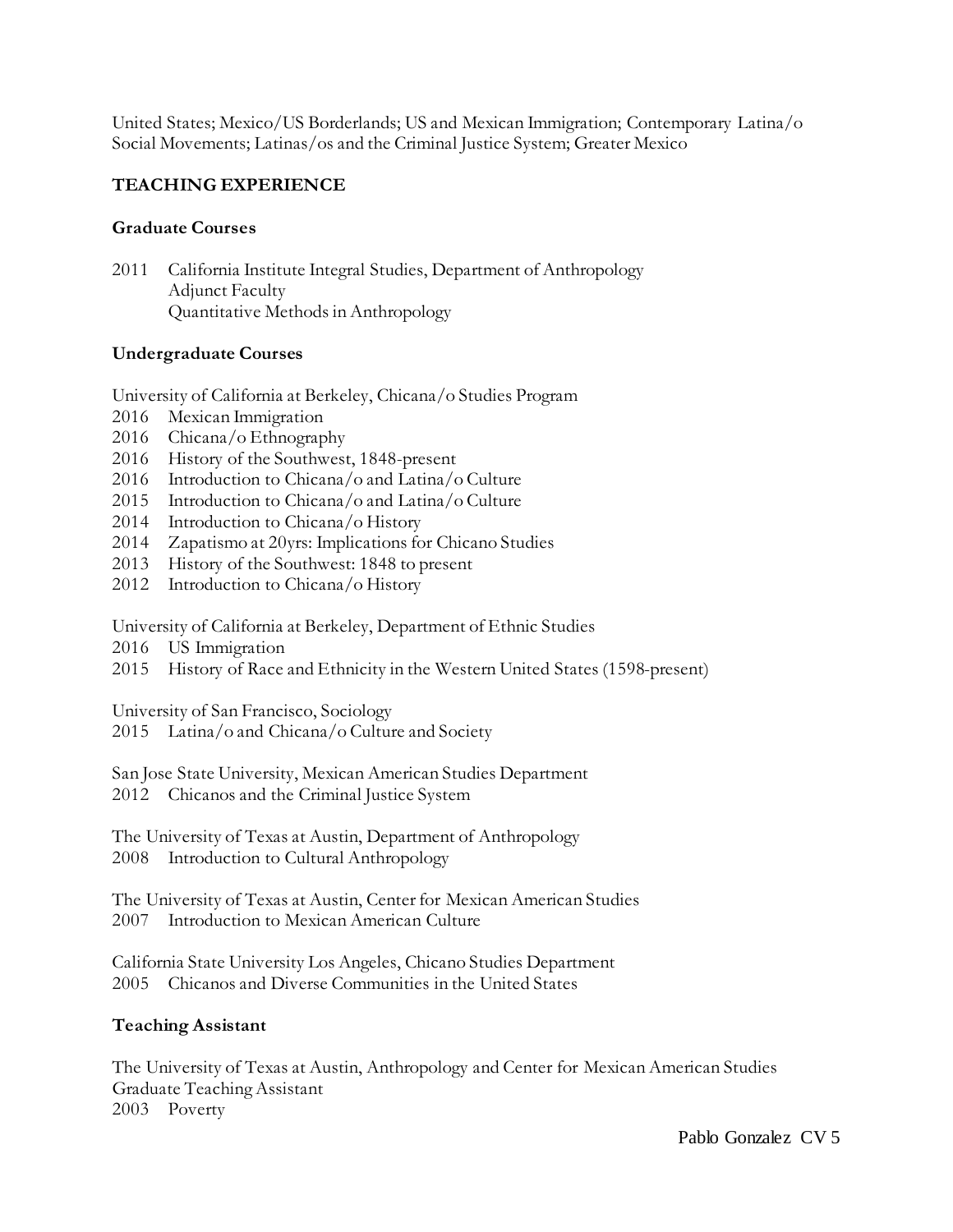United States; Mexico/US Borderlands; US and Mexican Immigration; Contemporary Latina/o Social Movements; Latinas/os and the Criminal Justice System; Greater Mexico

## TEACHING EXPERIENCE

### Graduate Courses

2011 California Institute Integral Studies, Department of Anthropology
Adjunct Faculty
Quantitative Methods in Anthropology

### Undergraduate Courses

University of California at Berkeley, Chicana/o Studies Program

- 2016 Mexican Immigration
- 2016 Chicana/o Ethnography
- 2016 History of the Southwest, 1848-present
- 2016 Introduction to Chicana/o and Latina/o Culture
- 2015 Introduction to Chicana/o and Latina/o Culture
- 2014 Introduction to Chicana/o History
- 2014 Zapatismo at 20yrs: Implications for Chicano Studies
- 2013 History of the Southwest: 1848 to present
- 2012 Introduction to Chicana/o History

University of California at Berkeley, Department of Ethnic Studies

- 2016 US Immigration
- 2015 History of Race and Ethnicity in the Western United States (1598-present)

University of San Francisco, Sociology

- 2015 Latina/o and Chicana/o Culture and Society

San Jose State University, Mexican American Studies Department

- 2012 Chicanos and the Criminal Justice System

The University of Texas at Austin, Department of Anthropology

- 2008 Introduction to Cultural Anthropology

The University of Texas at Austin, Center for Mexican American Studies

- 2007 Introduction to Mexican American Culture

California State University Los Angeles, Chicano Studies Department

- 2005 Chicanos and Diverse Communities in the United States

### Teaching Assistant

The University of Texas at Austin, Anthropology and Center for Mexican American Studies
Graduate Teaching Assistant

- 2003 Poverty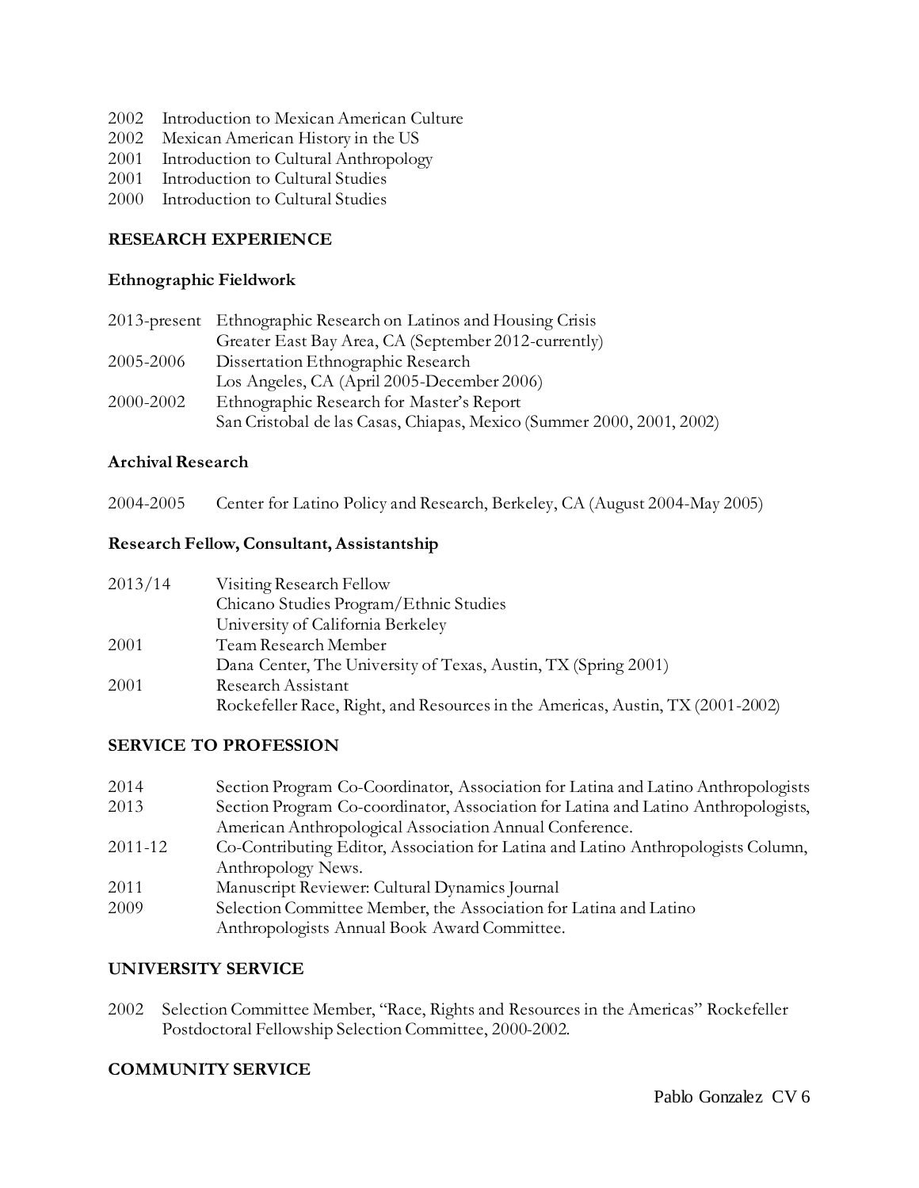2002 Introduction to Mexican American Culture
2002 Mexican American History in the US
2001 Introduction to Cultural Anthropology
2001 Introduction to Cultural Studies
2000 Introduction to Cultural Studies

## RESEARCH EXPERIENCE

### Ethnographic Fieldwork

2013-present Ethnographic Research on Latinos and Housing Crisis
Greater East Bay Area, CA (September 2012-currently)

2005-2006 Dissertation Ethnographic Research
Los Angeles, CA (April 2005-December 2006)

2000-2002 Ethnographic Research for Master's Report
San Cristobal de las Casas, Chiapas, Mexico (Summer 2000, 2001, 2002)

### Archival Research

2004-2005 Center for Latino Policy and Research, Berkeley, CA (August 2004-May 2005)

### Research Fellow, Consultant, Assistantship

2013/14 Visiting Research Fellow
Chicano Studies Program/Ethnic Studies
University of California Berkeley

2001 Team Research Member
Dana Center, The University of Texas, Austin, TX (Spring 2001)

2001 Research Assistant
Rockefeller Race, Right, and Resources in the Americas, Austin, TX (2001-2002)

## SERVICE TO PROFESSION

2014 Section Program Co-Coordinator, Association for Latina and Latino Anthropologists

2013 Section Program Co-coordinator, Association for Latina and Latino Anthropologists, American Anthropological Association Annual Conference.

2011-12 Co-Contributing Editor, Association for Latina and Latino Anthropologists Column, Anthropology News.

2011 Manuscript Reviewer: Cultural Dynamics Journal

2009 Selection Committee Member, the Association for Latina and Latino Anthropologists Annual Book Award Committee.

## UNIVERSITY SERVICE

2002 Selection Committee Member, "Race, Rights and Resources in the Americas" Rockefeller Postdoctoral Fellowship Selection Committee, 2000-2002.

## COMMUNITY SERVICE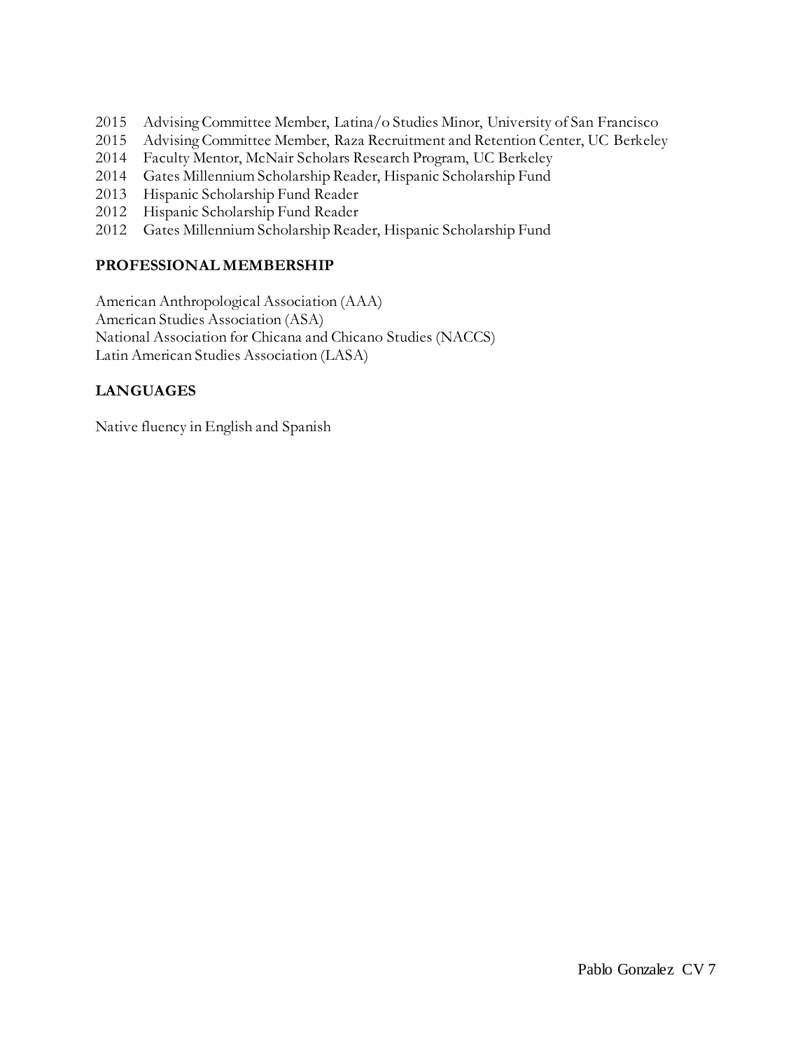2015 Advising Committee Member, Latina/o Studies Minor, University of San Francisco
2015 Advising Committee Member, Raza Recruitment and Retention Center, UC Berkeley
2014 Faculty Mentor, McNair Scholars Research Program, UC Berkeley
2014 Gates Millennium Scholarship Reader, Hispanic Scholarship Fund
2013 Hispanic Scholarship Fund Reader
2012 Hispanic Scholarship Fund Reader
2012 Gates Millennium Scholarship Reader, Hispanic Scholarship Fund

**PROFESSIONAL MEMBERSHIP**

American Anthropological Association (AAA)
American Studies Association (ASA)
National Association for Chicana and Chicano Studies (NACCS)
Latin American Studies Association (LASA)

**LANGUAGES**

Native fluency in English and Spanish